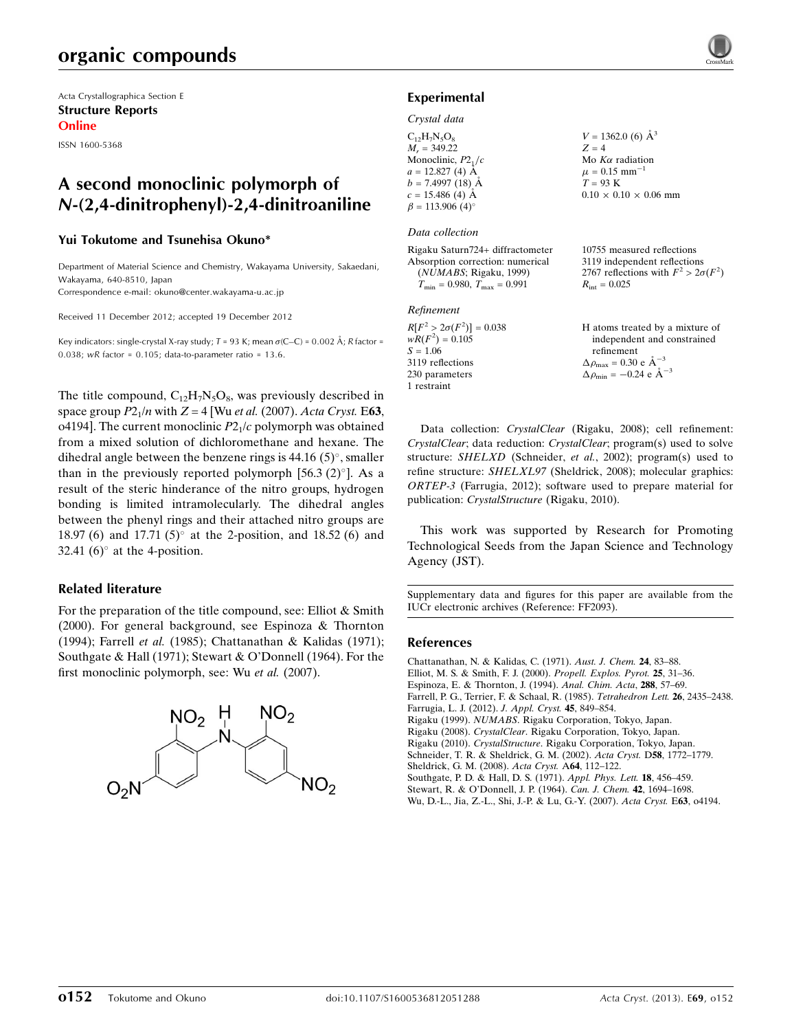Acta Crystallographica Section E
**Structure Reports Online**
ISSN 1600-5368

# A second monoclinic polymorph of *N*-(2,4-dinitrophenyl)-2,4-dinitroaniline

**Yui Tokutome and Tsunehisa Okuno***

Department of Material Science and Chemistry, Wakayama University, Sakaedani, Wakayama, 640-8510, Japan
Correspondence e-mail: okuno@center.wakayama-u.ac.jp

Received 11 December 2012; accepted 19 December 2012

Key indicators: single-crystal X-ray study; $T$ = 93 K; mean $\sigma$(C–C) = 0.002 Å; $R$ factor = 0.038; $wR$ factor = 0.105; data-to-parameter ratio = 13.6.

The title compound, $C_{12}H_7N_5O_8$, was previously described in space group $P2_1/n$ with $Z$ = 4 [Wu *et al.* (2007). *Acta Cryst.* E**63**, o4194]. The current monoclinic $P2_1/c$ polymorph was obtained from a mixed solution of dichloromethane and hexane. The dihedral angle between the benzene rings is 44.16 (5)°, smaller than in the previously reported polymorph [56.3 (2)°]. As a result of the steric hinderance of the nitro groups, hydrogen bonding is limited intramolecularly. The dihedral angles between the phenyl rings and their attached nitro groups are 18.97 (6) and 17.71 (5)° at the 2-position, and 18.52 (6) and 32.41 (6)° at the 4-position.

## Related literature

For the preparation of the title compound, see: Elliot & Smith (2000). For general background, see Espinoza & Thornton (1994); Farrell *et al.* (1985); Chattanathan & Kalidas (1971); Southgate & Hall (1971); Stewart & O'Donnell (1964). For the first monoclinic polymorph, see: Wu *et al.* (2007).

## Experimental

### Crystal data

$C_{12}H_7N_5O_8$
$M_r$ = 349.22
Monoclinic, $P2_1/c$
$a$ = 12.827 (4) Å
$b$ = 7.4997 (18) Å
$c$ = 15.486 (4) Å
$\beta$ = 113.906 (4)°
$V$ = 1362.0 (6) Å$^3$
$Z$ = 4
Mo $K\alpha$ radiation
$\mu$ = 0.15 mm$^{-1}$
$T$ = 93 K
0.10 × 0.10 × 0.06 mm

### Data collection

Rigaku Saturn724+ diffractometer
Absorption correction: numerical (*NUMABS*; Rigaku, 1999)
$T_{min}$ = 0.980, $T_{max}$ = 0.991
10755 measured reflections
3119 independent reflections
2767 reflections with $F^2 > 2\sigma(F^2)$
$R_{int}$ = 0.025

### Refinement

$R[F^2 > 2\sigma(F^2)]$ = 0.038
$wR(F^2)$ = 0.105
$S$ = 1.06
3119 reflections
230 parameters
1 restraint
H atoms treated by a mixture of independent and constrained refinement
$\Delta\rho_{max}$ = 0.30 e Å$^{-3}$
$\Delta\rho_{min}$ = −0.24 e Å$^{-3}$

Data collection: *CrystalClear* (Rigaku, 2008); cell refinement: *CrystalClear*; data reduction: *CrystalClear*; program(s) used to solve structure: *SHELXD* (Schneider, *et al.*, 2002); program(s) used to refine structure: *SHELXL97* (Sheldrick, 2008); molecular graphics: *ORTEP-3* (Farrugia, 2012); software used to prepare material for publication: *CrystalStructure* (Rigaku, 2010).

This work was supported by Research for Promoting Technological Seeds from the Japan Science and Technology Agency (JST).

Supplementary data and figures for this paper are available from the IUCr electronic archives (Reference: FF2093).

## References

Chattanathan, N. & Kalidas, C. (1971). *Aust. J. Chem.* **24**, 83–88.
Elliot, M. S. & Smith, F. J. (2000). *Propell. Explos. Pyrot.* **25**, 31–36.
Espinoza, E. & Thornton, J. (1994). *Anal. Chim. Acta*, **288**, 57–69.
Farrell, P. G., Terrier, F. & Schaal, R. (1985). *Tetrahedron Lett.* **26**, 2435–2438.
Farrugia, L. J. (2012). *J. Appl. Cryst.* **45**, 849–854.
Rigaku (1999). *NUMABS*. Rigaku Corporation, Tokyo, Japan.
Rigaku (2008). *CrystalClear*. Rigaku Corporation, Tokyo, Japan.
Rigaku (2010). *CrystalStructure*. Rigaku Corporation, Tokyo, Japan.
Schneider, T. R. & Sheldrick, G. M. (2002). *Acta Cryst.* D**58**, 1772–1779.
Sheldrick, G. M. (2008). *Acta Cryst.* A**64**, 112–122.
Southgate, P. D. & Hall, D. S. (1971). *Appl. Phys. Lett.* **18**, 456–459.
Stewart, R. & O'Donnell, J. P. (1964). *Can. J. Chem.* **42**, 1694–1698.
Wu, D.-L., Jia, Z.-L., Shi, J.-P. & Lu, G.-Y. (2007). *Acta Cryst.* E**63**, o4194.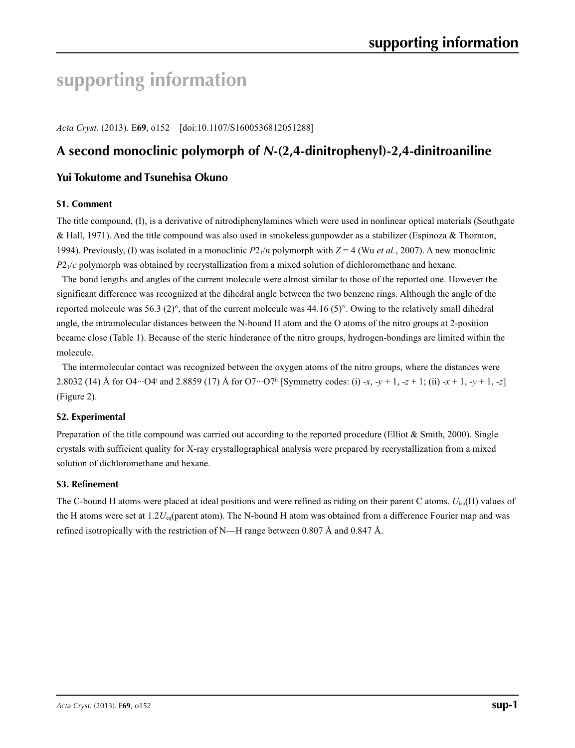# supporting information

*Acta Cryst.* (2013). E**69**, o152 [doi:10.1107/S1600536812051288]

## A second monoclinic polymorph of *N*-(2,4-dinitrophenyl)-2,4-dinitroaniline

### Yui Tokutome and Tsunehisa Okuno

#### S1. Comment

The title compound, (I), is a derivative of nitrodiphenylamines which were used in nonlinear optical materials (Southgate & Hall, 1971). And the title compound was also used in smokeless gunpowder as a stabilizer (Espinoza & Thornton, 1994). Previously, (I) was isolated in a monoclinic $P2_1/n$ polymorph with $Z = 4$ (Wu *et al.*, 2007). A new monoclinic $P2_1/c$ polymorph was obtained by recrystallization from a mixed solution of dichloromethane and hexane.

The bond lengths and angles of the current molecule were almost similar to those of the reported one. However the significant difference was recognized at the dihedral angle between the two benzene rings. Although the angle of the reported molecule was 56.3 (2)°, that of the current molecule was 44.16 (5)°. Owing to the relatively small dihedral angle, the intramolecular distances between the N-bound H atom and the O atoms of the nitro groups at 2-position became close (Table 1). Because of the steric hinderance of the nitro groups, hydrogen-bondings are limited within the molecule.

The intermolecular contact was recognized between the oxygen atoms of the nitro groups, where the distances were 2.8032 (14) Å for O4···O4[i] and 2.8859 (17) Å for O7···O7[ii] [Symmetry codes: (i) -*x*, -*y* + 1, -*z* + 1; (ii) -*x* + 1, -*y* + 1, -*z*] (Figure 2).

#### S2. Experimental

Preparation of the title compound was carried out according to the reported procedure (Elliot & Smith, 2000). Single crystals with sufficient quality for X-ray crystallographical analysis were prepared by recrystallization from a mixed solution of dichloromethane and hexane.

#### S3. Refinement

The C-bound H atoms were placed at ideal positions and were refined as riding on their parent C atoms. $U_{iso}$(H) values of the H atoms were set at $1.2U_{eq}$(parent atom). The N-bound H atom was obtained from a difference Fourier map and was refined isotropically with the restriction of N—H range between 0.807 Å and 0.847 Å.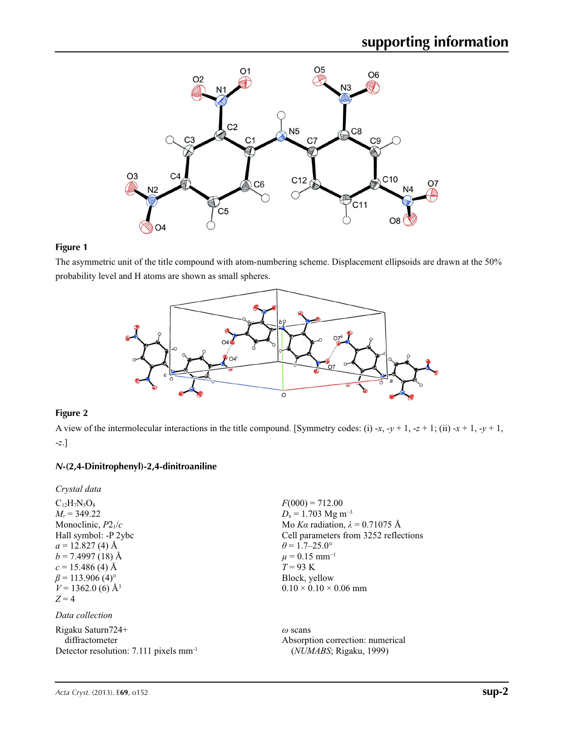**Figure 1**

The asymmetric unit of the title compound with atom-numbering scheme. Displacement ellipsoids are drawn at the 50% probability level and H atoms are shown as small spheres.

**Figure 2**

A view of the intermolecular interactions in the title compound. [Symmetry codes: (i) -*x*, -*y* + 1, -*z* + 1; (ii) -*x* + 1, -*y* + 1, -*z*.]

## *N*-(2,4-Dinitrophenyl)-2,4-dinitroaniline

### *Crystal data*

$C_{12}H_7N_5O_8$
$M_r$ = 349.22
Monoclinic, $P2_1/c$
Hall symbol: -P 2ybc
*a* = 12.827 (4) Å
*b* = 7.4997 (18) Å
*c* = 15.486 (4) Å
*β* = 113.906 (4)°
*V* = 1362.0 (6) Å$^3$
*Z* = 4

*F*(000) = 712.00
$D_x$ = 1.703 Mg m$^{-3}$
Mo *Kα* radiation, *λ* = 0.71075 Å
Cell parameters from 3252 reflections
*θ* = 1.7–25.0°
*μ* = 0.15 mm$^{-1}$
*T* = 93 K
Block, yellow
0.10 × 0.10 × 0.06 mm

### *Data collection*

Rigaku Saturn724+ diffractometer
Detector resolution: 7.111 pixels mm$^{-1}$

*ω* scans
Absorption correction: numerical (*NUMABS*; Rigaku, 1999)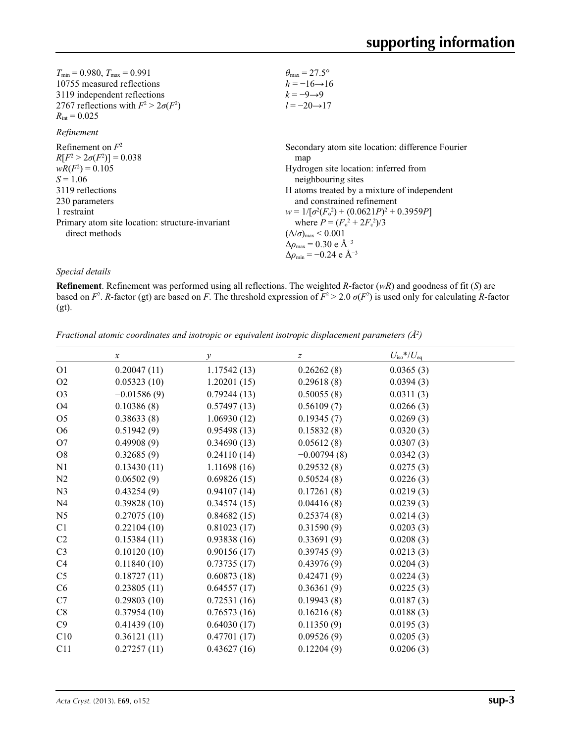$T_{min} = 0.980$, $T_{max} = 0.991$
10755 measured reflections
3119 independent reflections
2767 reflections with $F^2 > 2\sigma(F^2)$
$R_{int} = 0.025$

$\theta_{max} = 27.5°$
$h = -16 \rightarrow 16$
$k = -9 \rightarrow 9$
$l = -20 \rightarrow 17$

*Refinement*

Refinement on $F^2$
$R[F^2 > 2\sigma(F^2)] = 0.038$
$wR(F^2) = 0.105$
$S = 1.06$
3119 reflections
230 parameters
1 restraint
Primary atom site location: structure-invariant direct methods

Secondary atom site location: difference Fourier map
Hydrogen site location: inferred from neighbouring sites
H atoms treated by a mixture of independent and constrained refinement
$w = 1/[\sigma^2(F_o^2) + (0.0621P)^2 + 0.3959P]$ where $P = (F_o^2 + 2F_c^2)/3$
$(\Delta/\sigma)_{max} < 0.001$
$\Delta\rho_{max} = 0.30$ e Å$^{-3}$
$\Delta\rho_{min} = -0.24$ e Å$^{-3}$

*Special details*

**Refinement**. Refinement was performed using all reflections. The weighted *R*-factor (*wR*) and goodness of fit (*S*) are based on $F^2$. *R*-factor (gt) are based on *F*. The threshold expression of $F^2 > 2.0\ \sigma(F^2)$ is used only for calculating *R*-factor (gt).

*Fractional atomic coordinates and isotropic or equivalent isotropic displacement parameters (Å$^2$)*

| | *x* | *y* | *z* | $U_{iso}$*/$U_{eq}$ |
|---|---|---|---|---|
| O1 | 0.20047 (11) | 1.17542 (13) | 0.26262 (8) | 0.0365 (3) |
| O2 | 0.05323 (10) | 1.20201 (15) | 0.29618 (8) | 0.0394 (3) |
| O3 | −0.01586 (9) | 0.79244 (13) | 0.50055 (8) | 0.0311 (3) |
| O4 | 0.10386 (8) | 0.57497 (13) | 0.56109 (7) | 0.0266 (3) |
| O5 | 0.38633 (8) | 1.06930 (12) | 0.19345 (7) | 0.0269 (3) |
| O6 | 0.51942 (9) | 0.95498 (13) | 0.15832 (8) | 0.0320 (3) |
| O7 | 0.49908 (9) | 0.34690 (13) | 0.05612 (8) | 0.0307 (3) |
| O8 | 0.32685 (9) | 0.24110 (14) | −0.00794 (8) | 0.0342 (3) |
| N1 | 0.13430 (11) | 1.11698 (16) | 0.29532 (8) | 0.0275 (3) |
| N2 | 0.06502 (9) | 0.69826 (15) | 0.50524 (8) | 0.0226 (3) |
| N3 | 0.43254 (9) | 0.94107 (14) | 0.17261 (8) | 0.0219 (3) |
| N4 | 0.39828 (10) | 0.34574 (15) | 0.04416 (8) | 0.0239 (3) |
| N5 | 0.27075 (10) | 0.84682 (15) | 0.25374 (8) | 0.0214 (3) |
| C1 | 0.22104 (10) | 0.81023 (17) | 0.31590 (9) | 0.0203 (3) |
| C2 | 0.15384 (11) | 0.93838 (16) | 0.33691 (9) | 0.0208 (3) |
| C3 | 0.10120 (10) | 0.90156 (17) | 0.39745 (9) | 0.0213 (3) |
| C4 | 0.11840 (10) | 0.73735 (17) | 0.43976 (9) | 0.0204 (3) |
| C5 | 0.18727 (11) | 0.60873 (18) | 0.42471 (9) | 0.0224 (3) |
| C6 | 0.23805 (11) | 0.64557 (17) | 0.36361 (9) | 0.0225 (3) |
| C7 | 0.29803 (10) | 0.72531 (16) | 0.19943 (8) | 0.0187 (3) |
| C8 | 0.37954 (10) | 0.76573 (16) | 0.16216 (8) | 0.0188 (3) |
| C9 | 0.41439 (10) | 0.64030 (17) | 0.11350 (9) | 0.0195 (3) |
| C10 | 0.36121 (11) | 0.47701 (17) | 0.09526 (9) | 0.0205 (3) |
| C11 | 0.27257 (11) | 0.43627 (16) | 0.12204 (9) | 0.0206 (3) |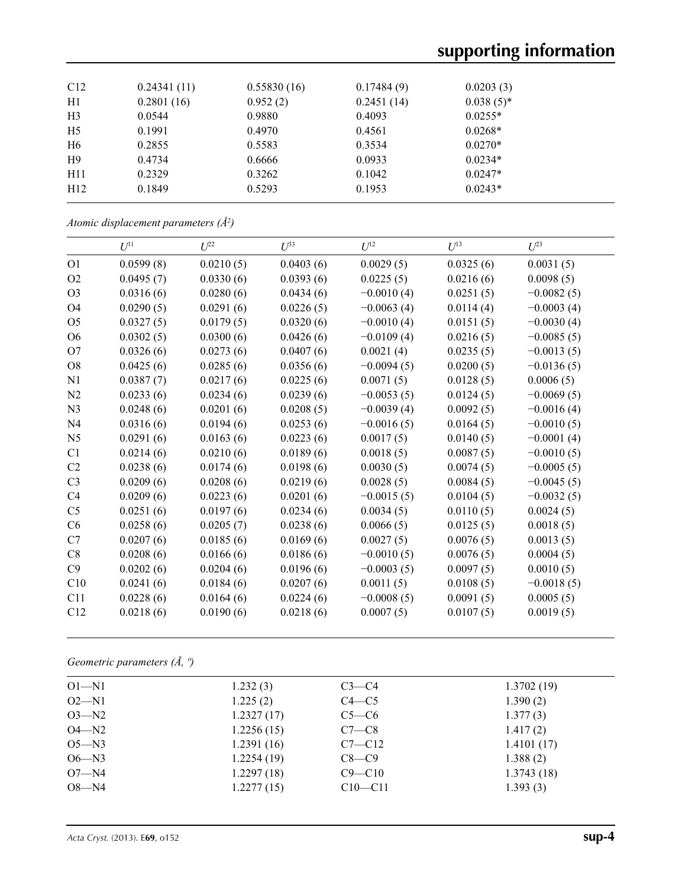| | | | | |
|---|---|---|---|---|
| C12 | 0.24341 (11) | 0.55830 (16) | 0.17484 (9) | 0.0203 (3) |
| H1 | 0.2801 (16) | 0.952 (2) | 0.2451 (14) | 0.038 (5)* |
| H3 | 0.0544 | 0.9880 | 0.4093 | 0.0255* |
| H5 | 0.1991 | 0.4970 | 0.4561 | 0.0268* |
| H6 | 0.2855 | 0.5583 | 0.3534 | 0.0270* |
| H9 | 0.4734 | 0.6666 | 0.0933 | 0.0234* |
| H11 | 0.2329 | 0.3262 | 0.1042 | 0.0247* |
| H12 | 0.1849 | 0.5293 | 0.1953 | 0.0243* |

*Atomic displacement parameters (Å²)*

| | $U^{11}$ | $U^{22}$ | $U^{33}$ | $U^{12}$ | $U^{13}$ | $U^{23}$ |
|---|---|---|---|---|---|---|
| O1 | 0.0599 (8) | 0.0210 (5) | 0.0403 (6) | 0.0029 (5) | 0.0325 (6) | 0.0031 (5) |
| O2 | 0.0495 (7) | 0.0330 (6) | 0.0393 (6) | 0.0225 (5) | 0.0216 (6) | 0.0098 (5) |
| O3 | 0.0316 (6) | 0.0280 (6) | 0.0434 (6) | −0.0010 (4) | 0.0251 (5) | −0.0082 (5) |
| O4 | 0.0290 (5) | 0.0291 (6) | 0.0226 (5) | −0.0063 (4) | 0.0114 (4) | −0.0003 (4) |
| O5 | 0.0327 (5) | 0.0179 (5) | 0.0320 (6) | −0.0010 (4) | 0.0151 (5) | −0.0030 (4) |
| O6 | 0.0302 (5) | 0.0300 (6) | 0.0426 (6) | −0.0109 (4) | 0.0216 (5) | −0.0085 (5) |
| O7 | 0.0326 (6) | 0.0273 (6) | 0.0407 (6) | 0.0021 (4) | 0.0235 (5) | −0.0013 (5) |
| O8 | 0.0425 (6) | 0.0285 (6) | 0.0356 (6) | −0.0094 (5) | 0.0200 (5) | −0.0136 (5) |
| N1 | 0.0387 (7) | 0.0217 (6) | 0.0225 (6) | 0.0071 (5) | 0.0128 (5) | 0.0006 (5) |
| N2 | 0.0233 (6) | 0.0234 (6) | 0.0239 (6) | −0.0053 (5) | 0.0124 (5) | −0.0069 (5) |
| N3 | 0.0248 (6) | 0.0201 (6) | 0.0208 (5) | −0.0039 (4) | 0.0092 (5) | −0.0016 (4) |
| N4 | 0.0316 (6) | 0.0194 (6) | 0.0253 (6) | −0.0016 (5) | 0.0164 (5) | −0.0010 (5) |
| N5 | 0.0291 (6) | 0.0163 (6) | 0.0223 (6) | 0.0017 (5) | 0.0140 (5) | −0.0001 (4) |
| C1 | 0.0214 (6) | 0.0210 (6) | 0.0189 (6) | 0.0018 (5) | 0.0087 (5) | −0.0010 (5) |
| C2 | 0.0238 (6) | 0.0174 (6) | 0.0198 (6) | 0.0030 (5) | 0.0074 (5) | −0.0005 (5) |
| C3 | 0.0209 (6) | 0.0208 (6) | 0.0219 (6) | 0.0028 (5) | 0.0084 (5) | −0.0045 (5) |
| C4 | 0.0209 (6) | 0.0223 (6) | 0.0201 (6) | −0.0015 (5) | 0.0104 (5) | −0.0032 (5) |
| C5 | 0.0251 (6) | 0.0197 (6) | 0.0234 (6) | 0.0034 (5) | 0.0110 (5) | 0.0024 (5) |
| C6 | 0.0258 (6) | 0.0205 (7) | 0.0238 (6) | 0.0066 (5) | 0.0125 (5) | 0.0018 (5) |
| C7 | 0.0207 (6) | 0.0185 (6) | 0.0169 (6) | 0.0027 (5) | 0.0076 (5) | 0.0013 (5) |
| C8 | 0.0208 (6) | 0.0166 (6) | 0.0186 (6) | −0.0010 (5) | 0.0076 (5) | 0.0004 (5) |
| C9 | 0.0202 (6) | 0.0204 (6) | 0.0196 (6) | −0.0003 (5) | 0.0097 (5) | 0.0010 (5) |
| C10 | 0.0241 (6) | 0.0184 (6) | 0.0207 (6) | 0.0011 (5) | 0.0108 (5) | −0.0018 (5) |
| C11 | 0.0228 (6) | 0.0164 (6) | 0.0224 (6) | −0.0008 (5) | 0.0091 (5) | 0.0005 (5) |
| C12 | 0.0218 (6) | 0.0190 (6) | 0.0218 (6) | 0.0007 (5) | 0.0107 (5) | 0.0019 (5) |

*Geometric parameters (Å, º)*

| | | | |
|---|---|---|---|
| O1—N1 | 1.232 (3) | C3—C4 | 1.3702 (19) |
| O2—N1 | 1.225 (2) | C4—C5 | 1.390 (2) |
| O3—N2 | 1.2327 (17) | C5—C6 | 1.377 (3) |
| O4—N2 | 1.2256 (15) | C7—C8 | 1.417 (2) |
| O5—N3 | 1.2391 (16) | C7—C12 | 1.4101 (17) |
| O6—N3 | 1.2254 (19) | C8—C9 | 1.388 (2) |
| O7—N4 | 1.2297 (18) | C9—C10 | 1.3743 (18) |
| O8—N4 | 1.2277 (15) | C10—C11 | 1.393 (3) |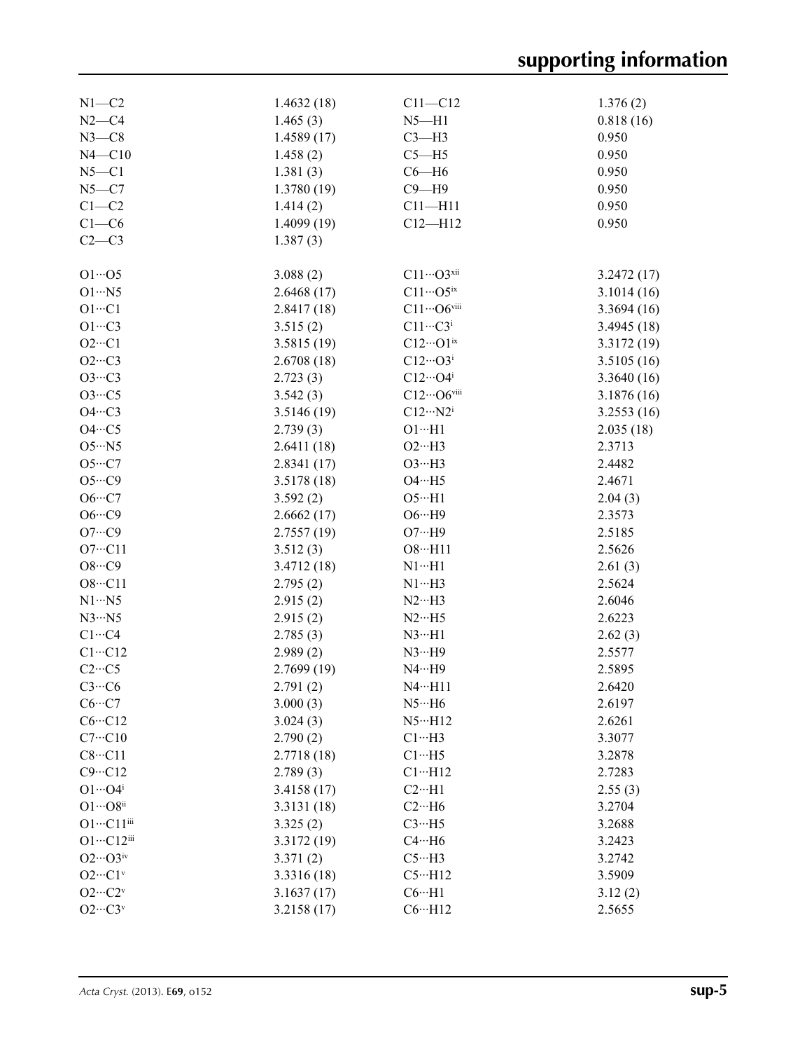| | | | |
|---|---|---|---|
| N1—C2 | 1.4632 (18) | C11—C12 | 1.376 (2) |
| N2—C4 | 1.465 (3) | N5—H1 | 0.818 (16) |
| N3—C8 | 1.4589 (17) | C3—H3 | 0.950 |
| N4—C10 | 1.458 (2) | C5—H5 | 0.950 |
| N5—C1 | 1.381 (3) | C6—H6 | 0.950 |
| N5—C7 | 1.3780 (19) | C9—H9 | 0.950 |
| C1—C2 | 1.414 (2) | C11—H11 | 0.950 |
| C1—C6 | 1.4099 (19) | C12—H12 | 0.950 |
| C2—C3 | 1.387 (3) | | |
| | | | |
| O1···O5 | 3.088 (2) | C11···O3$^{xii}$ | 3.2472 (17) |
| O1···N5 | 2.6468 (17) | C11···O5$^{ix}$ | 3.1014 (16) |
| O1···C1 | 2.8417 (18) | C11···O6$^{viii}$ | 3.3694 (16) |
| O1···C3 | 3.515 (2) | C11···C3$^{i}$ | 3.4945 (18) |
| O2···C1 | 3.5815 (19) | C12···O1$^{ix}$ | 3.3172 (19) |
| O2···C3 | 2.6708 (18) | C12···O3$^{i}$ | 3.5105 (16) |
| O3···C3 | 2.723 (3) | C12···O4$^{i}$ | 3.3640 (16) |
| O3···C5 | 3.542 (3) | C12···O6$^{viii}$ | 3.1876 (16) |
| O4···C3 | 3.5146 (19) | C12···N2$^{i}$ | 3.2553 (16) |
| O4···C5 | 2.739 (3) | O1···H1 | 2.035 (18) |
| O5···N5 | 2.6411 (18) | O2···H3 | 2.3713 |
| O5···C7 | 2.8341 (17) | O3···H3 | 2.4482 |
| O5···C9 | 3.5178 (18) | O4···H5 | 2.4671 |
| O6···C7 | 3.592 (2) | O5···H1 | 2.04 (3) |
| O6···C9 | 2.6662 (17) | O6···H9 | 2.3573 |
| O7···C9 | 2.7557 (19) | O7···H9 | 2.5185 |
| O7···C11 | 3.512 (3) | O8···H11 | 2.5626 |
| O8···C9 | 3.4712 (18) | N1···H1 | 2.61 (3) |
| O8···C11 | 2.795 (2) | N1···H3 | 2.5624 |
| N1···N5 | 2.915 (2) | N2···H3 | 2.6046 |
| N3···N5 | 2.915 (2) | N2···H5 | 2.6223 |
| C1···C4 | 2.785 (3) | N3···H1 | 2.62 (3) |
| C1···C12 | 2.989 (2) | N3···H9 | 2.5577 |
| C2···C5 | 2.7699 (19) | N4···H9 | 2.5895 |
| C3···C6 | 2.791 (2) | N4···H11 | 2.6420 |
| C6···C7 | 3.000 (3) | N5···H6 | 2.6197 |
| C6···C12 | 3.024 (3) | N5···H12 | 2.6261 |
| C7···C10 | 2.790 (2) | C1···H3 | 3.3077 |
| C8···C11 | 2.7718 (18) | C1···H5 | 3.2878 |
| C9···C12 | 2.789 (3) | C1···H12 | 2.7283 |
| O1···O4$^{i}$ | 3.4158 (17) | C2···H1 | 2.55 (3) |
| O1···O8$^{ii}$ | 3.3131 (18) | C2···H6 | 3.2704 |
| O1···C11$^{iii}$ | 3.325 (2) | C3···H5 | 3.2688 |
| O1···C12$^{iii}$ | 3.3172 (19) | C4···H6 | 3.2423 |
| O2···O3$^{iv}$ | 3.371 (2) | C5···H3 | 3.2742 |
| O2···C1$^{v}$ | 3.3316 (18) | C5···H12 | 3.5909 |
| O2···C2$^{v}$ | 3.1637 (17) | C6···H1 | 3.12 (2) |
| O2···C3$^{v}$ | 3.2158 (17) | C6···H12 | 2.5655 |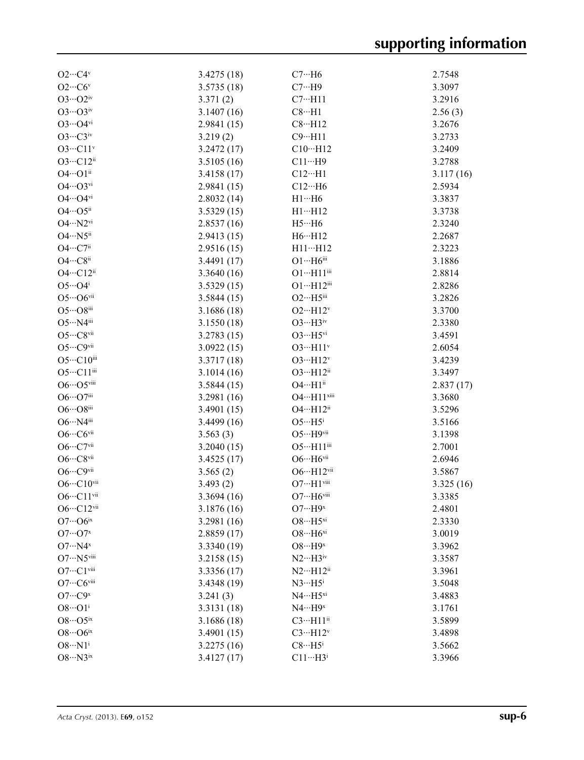| | | | |
|---|---|---|---|
| O2···C4$^{v}$ | 3.4275 (18) | C7···H6 | 2.7548 |
| O2···C6$^{v}$ | 3.5735 (18) | C7···H9 | 3.3097 |
| O3···O2$^{iv}$ | 3.371 (2) | C7···H11 | 3.2916 |
| O3···O3$^{iv}$ | 3.1407 (16) | C8···H1 | 2.56 (3) |
| O3···O4$^{vi}$ | 2.9841 (15) | C8···H12 | 3.2676 |
| O3···C3$^{iv}$ | 3.219 (2) | C9···H11 | 3.2733 |
| O3···C11$^{v}$ | 3.2472 (17) | C10···H12 | 3.2409 |
| O3···C12$^{ii}$ | 3.5105 (16) | C11···H9 | 3.2788 |
| O4···O1$^{ii}$ | 3.4158 (17) | C12···H1 | 3.117 (16) |
| O4···O3$^{vi}$ | 2.9841 (15) | C12···H6 | 2.5934 |
| O4···O4$^{vi}$ | 2.8032 (14) | H1···H6 | 3.3837 |
| O4···O5$^{ii}$ | 3.5329 (15) | H1···H12 | 3.3738 |
| O4···N2$^{vi}$ | 2.8537 (16) | H5···H6 | 2.3240 |
| O4···N5$^{ii}$ | 2.9413 (15) | H6···H12 | 2.2687 |
| O4···C7$^{ii}$ | 2.9516 (15) | H11···H12 | 2.3223 |
| O4···C8$^{ii}$ | 3.4491 (17) | O1···H6$^{iii}$ | 3.1886 |
| O4···C12$^{ii}$ | 3.3640 (16) | O1···H11$^{iii}$ | 2.8814 |
| O5···O4$^{i}$ | 3.5329 (15) | O1···H12$^{iii}$ | 2.8286 |
| O5···O6$^{vii}$ | 3.5844 (15) | O2···H5$^{iii}$ | 3.2826 |
| O5···O8$^{iii}$ | 3.1686 (18) | O2···H12$^{v}$ | 3.3700 |
| O5···N4$^{iii}$ | 3.1550 (18) | O3···H3$^{iv}$ | 2.3380 |
| O5···C8$^{vii}$ | 3.2783 (15) | O3···H5$^{vi}$ | 3.4591 |
| O5···C9$^{vii}$ | 3.0922 (15) | O3···H11$^{v}$ | 2.6054 |
| O5···C10$^{iii}$ | 3.3717 (18) | O3···H12$^{v}$ | 3.4239 |
| O5···C11$^{iii}$ | 3.1014 (16) | O3···H12$^{ii}$ | 3.3497 |
| O6···O5$^{viii}$ | 3.5844 (15) | O4···H1$^{ii}$ | 2.837 (17) |
| O6···O7$^{iii}$ | 3.2981 (16) | O4···H11$^{xiii}$ | 3.3680 |
| O6···O8$^{iii}$ | 3.4901 (15) | O4···H12$^{ii}$ | 3.5296 |
| O6···N4$^{iii}$ | 3.4499 (16) | O5···H5$^{i}$ | 3.5166 |
| O6···C6$^{vii}$ | 3.563 (3) | O5···H9$^{vii}$ | 3.1398 |
| O6···C7$^{vii}$ | 3.2040 (15) | O5···H11$^{iii}$ | 2.7001 |
| O6···C8$^{vii}$ | 3.4525 (17) | O6···H6$^{vii}$ | 2.6946 |
| O6···C9$^{vii}$ | 3.565 (2) | O6···H12$^{vii}$ | 3.5867 |
| O6···C10$^{vii}$ | 3.493 (2) | O7···H1$^{viii}$ | 3.325 (16) |
| O6···C11$^{vii}$ | 3.3694 (16) | O7···H6$^{viii}$ | 3.3385 |
| O6···C12$^{vii}$ | 3.1876 (16) | O7···H9$^{x}$ | 2.4801 |
| O7···O6$^{ix}$ | 3.2981 (16) | O8···H5$^{xi}$ | 2.3330 |
| O7···O7$^{x}$ | 2.8859 (17) | O8···H6$^{xi}$ | 3.0019 |
| O7···N4$^{x}$ | 3.3340 (19) | O8···H9$^{x}$ | 3.3962 |
| O7···N5$^{viii}$ | 3.2158 (15) | N2···H3$^{iv}$ | 3.3587 |
| O7···C1$^{viii}$ | 3.3356 (17) | N2···H12$^{ii}$ | 3.3961 |
| O7···C6$^{viii}$ | 3.4348 (19) | N3···H5$^{i}$ | 3.5048 |
| O7···C9$^{x}$ | 3.241 (3) | N4···H5$^{xi}$ | 3.4883 |
| O8···O1$^{i}$ | 3.3131 (18) | N4···H9$^{x}$ | 3.1761 |
| O8···O5$^{ix}$ | 3.1686 (18) | C3···H11$^{ii}$ | 3.5899 |
| O8···O6$^{ix}$ | 3.4901 (15) | C3···H12$^{v}$ | 3.4898 |
| O8···N1$^{i}$ | 3.2275 (16) | C8···H5$^{i}$ | 3.5662 |
| O8···N3$^{ix}$ | 3.4127 (17) | C11···H3$^{i}$ | 3.3966 |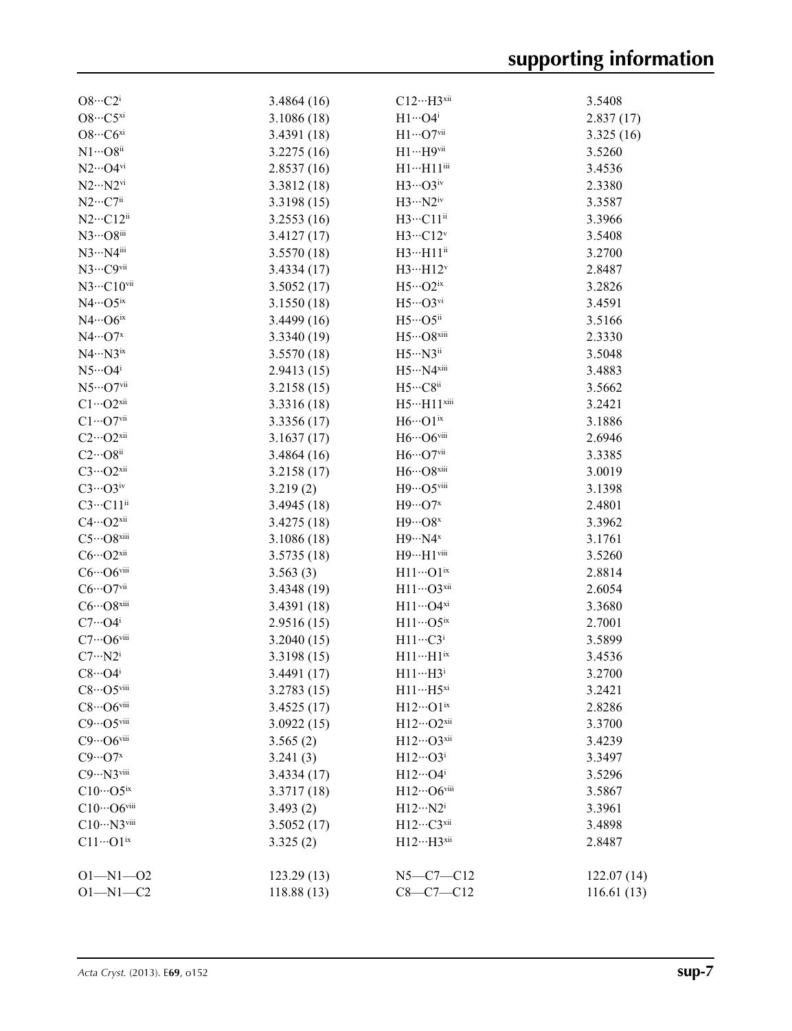| | | | |
|---|---|---|---|
| O8···C2$^{i}$ | 3.4864 (16) | C12···H3$^{xii}$ | 3.5408 |
| O8···C5$^{xi}$ | 3.1086 (18) | H1···O4$^{i}$ | 2.837 (17) |
| O8···C6$^{xi}$ | 3.4391 (18) | H1···O7$^{vii}$ | 3.325 (16) |
| N1···O8$^{ii}$ | 3.2275 (16) | H1···H9$^{vii}$ | 3.5260 |
| N2···O4$^{vi}$ | 2.8537 (16) | H1···H11$^{iii}$ | 3.4536 |
| N2···N2$^{vi}$ | 3.3812 (18) | H3···O3$^{iv}$ | 2.3380 |
| N2···C7$^{ii}$ | 3.3198 (15) | H3···N2$^{iv}$ | 3.3587 |
| N2···C12$^{ii}$ | 3.2553 (16) | H3···C11$^{ii}$ | 3.3966 |
| N3···O8$^{iii}$ | 3.4127 (17) | H3···C12$^{v}$ | 3.5408 |
| N3···N4$^{iii}$ | 3.5570 (18) | H3···H11$^{ii}$ | 3.2700 |
| N3···C9$^{vii}$ | 3.4334 (17) | H3···H12$^{v}$ | 2.8487 |
| N3···C10$^{vii}$ | 3.5052 (17) | H5···O2$^{ix}$ | 3.2826 |
| N4···O5$^{ix}$ | 3.1550 (18) | H5···O3$^{vi}$ | 3.4591 |
| N4···O6$^{ix}$ | 3.4499 (16) | H5···O5$^{ii}$ | 3.5166 |
| N4···O7$^{x}$ | 3.3340 (19) | H5···O8$^{xiii}$ | 2.3330 |
| N4···N3$^{ix}$ | 3.5570 (18) | H5···N3$^{ii}$ | 3.5048 |
| N5···O4$^{i}$ | 2.9413 (15) | H5···N4$^{xiii}$ | 3.4883 |
| N5···O7$^{vii}$ | 3.2158 (15) | H5···C8$^{ii}$ | 3.5662 |
| C1···O2$^{xii}$ | 3.3316 (18) | H5···H11$^{xiii}$ | 3.2421 |
| C1···O7$^{vii}$ | 3.3356 (17) | H6···O1$^{ix}$ | 3.1886 |
| C2···O2$^{xii}$ | 3.1637 (17) | H6···O6$^{viii}$ | 2.6946 |
| C2···O8$^{ii}$ | 3.4864 (16) | H6···O7$^{vii}$ | 3.3385 |
| C3···O2$^{xii}$ | 3.2158 (17) | H6···O8$^{xiii}$ | 3.0019 |
| C3···O3$^{iv}$ | 3.219 (2) | H9···O5$^{viii}$ | 3.1398 |
| C3···C11$^{ii}$ | 3.4945 (18) | H9···O7$^{x}$ | 2.4801 |
| C4···O2$^{xii}$ | 3.4275 (18) | H9···O8$^{x}$ | 3.3962 |
| C5···O8$^{xiii}$ | 3.1086 (18) | H9···N4$^{x}$ | 3.1761 |
| C6···O2$^{xii}$ | 3.5735 (18) | H9···H1$^{viii}$ | 3.5260 |
| C6···O6$^{viii}$ | 3.563 (3) | H11···O1$^{ix}$ | 2.8814 |
| C6···O7$^{vii}$ | 3.4348 (19) | H11···O3$^{xii}$ | 2.6054 |
| C6···O8$^{xiii}$ | 3.4391 (18) | H11···O4$^{xi}$ | 3.3680 |
| C7···O4$^{i}$ | 2.9516 (15) | H11···O5$^{ix}$ | 2.7001 |
| C7···O6$^{viii}$ | 3.2040 (15) | H11···C3$^{i}$ | 3.5899 |
| C7···N2$^{i}$ | 3.3198 (15) | H11···H1$^{ix}$ | 3.4536 |
| C8···O4$^{i}$ | 3.4491 (17) | H11···H3$^{i}$ | 3.2700 |
| C8···O5$^{viii}$ | 3.2783 (15) | H11···H5$^{xi}$ | 3.2421 |
| C8···O6$^{viii}$ | 3.4525 (17) | H12···O1$^{ix}$ | 2.8286 |
| C9···O5$^{viii}$ | 3.0922 (15) | H12···O2$^{xii}$ | 3.3700 |
| C9···O6$^{viii}$ | 3.565 (2) | H12···O3$^{xii}$ | 3.4239 |
| C9···O7$^{x}$ | 3.241 (3) | H12···O3$^{i}$ | 3.3497 |
| C9···N3$^{viii}$ | 3.4334 (17) | H12···O4$^{i}$ | 3.5296 |
| C10···O5$^{ix}$ | 3.3717 (18) | H12···O6$^{viii}$ | 3.5867 |
| C10···O6$^{viii}$ | 3.493 (2) | H12···N2$^{i}$ | 3.3961 |
| C10···N3$^{viii}$ | 3.5052 (17) | H12···C3$^{xii}$ | 3.4898 |
| C11···O1$^{ix}$ | 3.325 (2) | H12···H3$^{xii}$ | 2.8487 |
| | | | |
| O1—N1—O2 | 123.29 (13) | N5—C7—C12 | 122.07 (14) |
| O1—N1—C2 | 118.88 (13) | C8—C7—C12 | 116.61 (13) |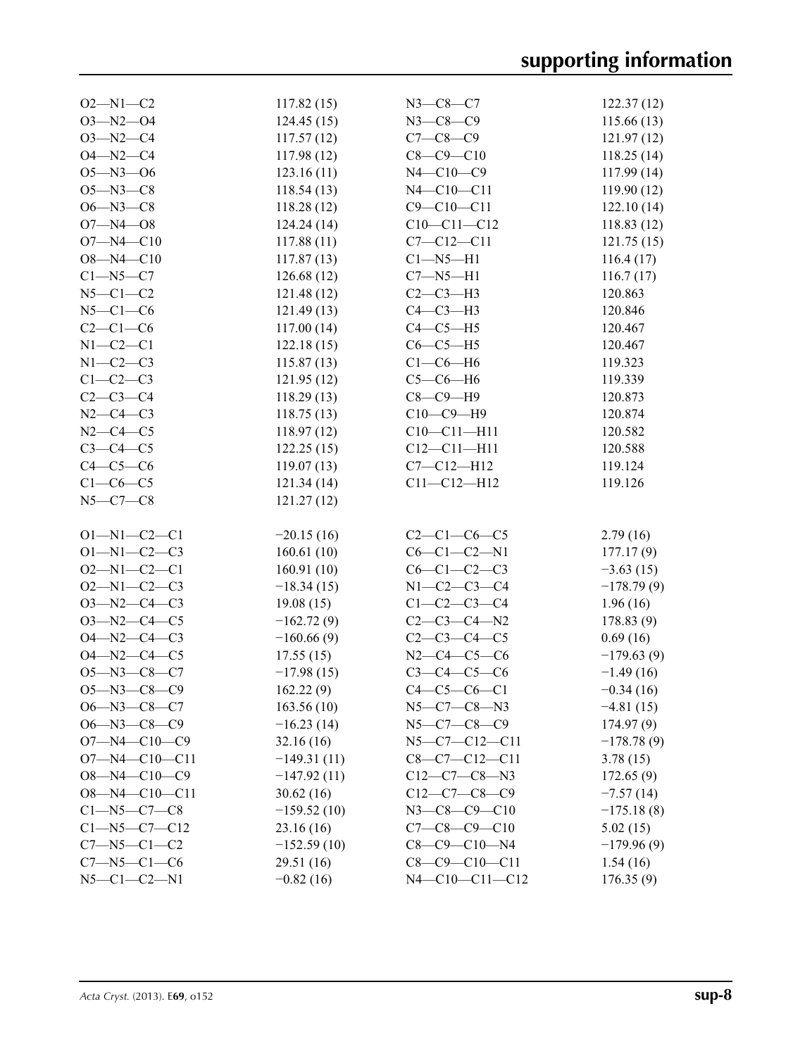| | | | |
|---|---|---|---|
| O2—N1—C2 | 117.82 (15) | N3—C8—C7 | 122.37 (12) |
| O3—N2—O4 | 124.45 (15) | N3—C8—C9 | 115.66 (13) |
| O3—N2—C4 | 117.57 (12) | C7—C8—C9 | 121.97 (12) |
| O4—N2—C4 | 117.98 (12) | C8—C9—C10 | 118.25 (14) |
| O5—N3—O6 | 123.16 (11) | N4—C10—C9 | 117.99 (14) |
| O5—N3—C8 | 118.54 (13) | N4—C10—C11 | 119.90 (12) |
| O6—N3—C8 | 118.28 (12) | C9—C10—C11 | 122.10 (14) |
| O7—N4—O8 | 124.24 (14) | C10—C11—C12 | 118.83 (12) |
| O7—N4—C10 | 117.88 (11) | C7—C12—C11 | 121.75 (15) |
| O8—N4—C10 | 117.87 (13) | C1—N5—H1 | 116.4 (17) |
| C1—N5—C7 | 126.68 (12) | C7—N5—H1 | 116.7 (17) |
| N5—C1—C2 | 121.48 (12) | C2—C3—H3 | 120.863 |
| N5—C1—C6 | 121.49 (13) | C4—C3—H3 | 120.846 |
| C2—C1—C6 | 117.00 (14) | C4—C5—H5 | 120.467 |
| N1—C2—C1 | 122.18 (15) | C6—C5—H5 | 120.467 |
| N1—C2—C3 | 115.87 (13) | C1—C6—H6 | 119.323 |
| C1—C2—C3 | 121.95 (12) | C5—C6—H6 | 119.339 |
| C2—C3—C4 | 118.29 (13) | C8—C9—H9 | 120.873 |
| N2—C4—C3 | 118.75 (13) | C10—C9—H9 | 120.874 |
| N2—C4—C5 | 118.97 (12) | C10—C11—H11 | 120.582 |
| C3—C4—C5 | 122.25 (15) | C12—C11—H11 | 120.588 |
| C4—C5—C6 | 119.07 (13) | C7—C12—H12 | 119.124 |
| C1—C6—C5 | 121.34 (14) | C11—C12—H12 | 119.126 |
| N5—C7—C8 | 121.27 (12) | | |

| | | | |
|---|---|---|---|
| O1—N1—C2—C1 | −20.15 (16) | C2—C1—C6—C5 | 2.79 (16) |
| O1—N1—C2—C3 | 160.61 (10) | C6—C1—C2—N1 | 177.17 (9) |
| O2—N1—C2—C1 | 160.91 (10) | C6—C1—C2—C3 | −3.63 (15) |
| O2—N1—C2—C3 | −18.34 (15) | N1—C2—C3—C4 | −178.79 (9) |
| O3—N2—C4—C3 | 19.08 (15) | C1—C2—C3—C4 | 1.96 (16) |
| O3—N2—C4—C5 | −162.72 (9) | C2—C3—C4—N2 | 178.83 (9) |
| O4—N2—C4—C3 | −160.66 (9) | C2—C3—C4—C5 | 0.69 (16) |
| O4—N2—C4—C5 | 17.55 (15) | N2—C4—C5—C6 | −179.63 (9) |
| O5—N3—C8—C7 | −17.98 (15) | C3—C4—C5—C6 | −1.49 (16) |
| O5—N3—C8—C9 | 162.22 (9) | C4—C5—C6—C1 | −0.34 (16) |
| O6—N3—C8—C7 | 163.56 (10) | N5—C7—C8—N3 | −4.81 (15) |
| O6—N3—C8—C9 | −16.23 (14) | N5—C7—C8—C9 | 174.97 (9) |
| O7—N4—C10—C9 | 32.16 (16) | N5—C7—C12—C11 | −178.78 (9) |
| O7—N4—C10—C11 | −149.31 (11) | C8—C7—C12—C11 | 3.78 (15) |
| O8—N4—C10—C9 | −147.92 (11) | C12—C7—C8—N3 | 172.65 (9) |
| O8—N4—C10—C11 | 30.62 (16) | C12—C7—C8—C9 | −7.57 (14) |
| C1—N5—C7—C8 | −159.52 (10) | N3—C8—C9—C10 | −175.18 (8) |
| C1—N5—C7—C12 | 23.16 (16) | C7—C8—C9—C10 | 5.02 (15) |
| C7—N5—C1—C2 | −152.59 (10) | C8—C9—C10—N4 | −179.96 (9) |
| C7—N5—C1—C6 | 29.51 (16) | C8—C9—C10—C11 | 1.54 (16) |
| N5—C1—C2—N1 | −0.82 (16) | N4—C10—C11—C12 | 176.35 (9) |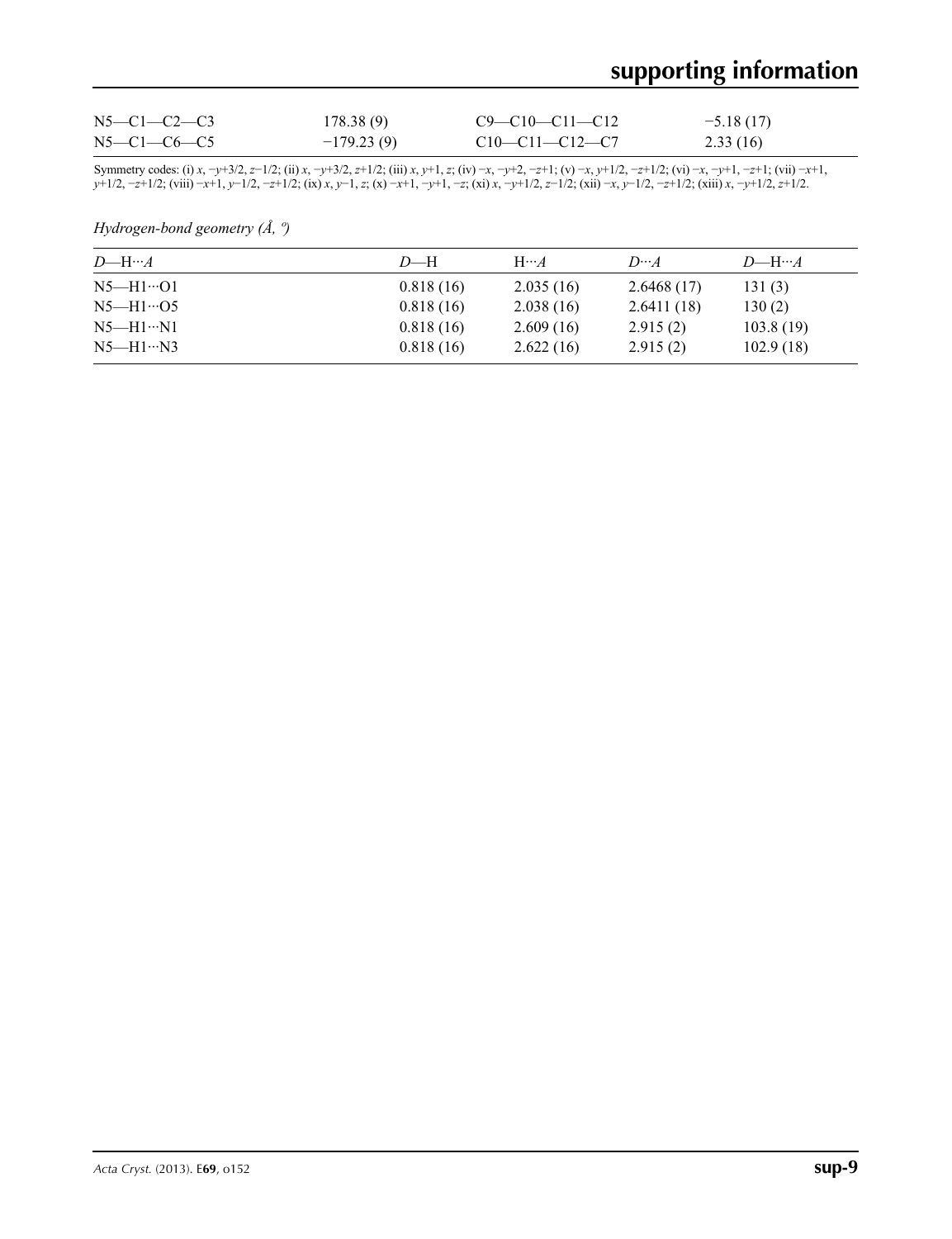| | | | |
|---|---|---|---|
| N5—C1—C2—C3 | 178.38 (9) | C9—C10—C11—C12 | −5.18 (17) |
| N5—C1—C6—C5 | −179.23 (9) | C10—C11—C12—C7 | 2.33 (16) |

Symmetry codes: (i) *x*, −*y*+3/2, *z*−1/2; (ii) *x*, −*y*+3/2, *z*+1/2; (iii) *x*, *y*+1, *z*; (iv) −*x*, −*y*+2, −*z*+1; (v) −*x*, *y*+1/2, −*z*+1/2; (vi) −*x*, −*y*+1, −*z*+1; (vii) −*x*+1, *y*+1/2, −*z*+1/2; (viii) −*x*+1, *y*−1/2, −*z*+1/2; (ix) *x*, *y*−1, *z*; (x) −*x*+1, −*y*+1, −*z*; (xi) *x*, −*y*+1/2, *z*−1/2; (xii) −*x*, *y*−1/2, −*z*+1/2; (xiii) *x*, −*y*+1/2, *z*+1/2.

*Hydrogen-bond geometry (Å, º)*

| *D*—H···*A* | *D*—H | H···*A* | *D*···*A* | *D*—H···*A* |
|---|---|---|---|---|
| N5—H1···O1 | 0.818 (16) | 2.035 (16) | 2.6468 (17) | 131 (3) |
| N5—H1···O5 | 0.818 (16) | 2.038 (16) | 2.6411 (18) | 130 (2) |
| N5—H1···N1 | 0.818 (16) | 2.609 (16) | 2.915 (2) | 103.8 (19) |
| N5—H1···N3 | 0.818 (16) | 2.622 (16) | 2.915 (2) | 102.9 (18) |